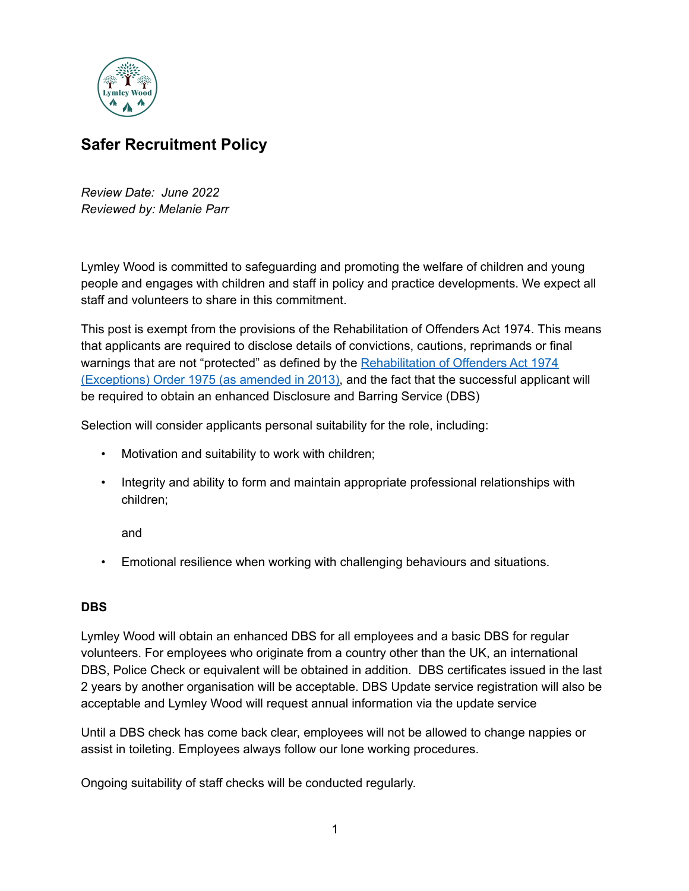# Safer Recruitment Policy

*Review Date: June 2022*
*Reviewed by: Melanie Parr*

Lymley Wood is committed to safeguarding and promoting the welfare of children and young people and engages with children and staff in policy and practice developments. We expect all staff and volunteers to share in this commitment.

This post is exempt from the provisions of the Rehabilitation of Offenders Act 1974. This means that applicants are required to disclose details of convictions, cautions, reprimands or final warnings that are not "protected" as defined by the [Rehabilitation of Offenders Act 1974 (Exceptions) Order 1975 (as amended in 2013)](), and the fact that the successful applicant will be required to obtain an enhanced Disclosure and Barring Service (DBS)

Selection will consider applicants personal suitability for the role, including:

- Motivation and suitability to work with children;
- Integrity and ability to form and maintain appropriate professional relationships with children;

  and

- Emotional resilience when working with challenging behaviours and situations.

**DBS**

Lymley Wood will obtain an enhanced DBS for all employees and a basic DBS for regular volunteers. For employees who originate from a country other than the UK, an international DBS, Police Check or equivalent will be obtained in addition. DBS certificates issued in the last 2 years by another organisation will be acceptable. DBS Update service registration will also be acceptable and Lymley Wood will request annual information via the update service

Until a DBS check has come back clear, employees will not be allowed to change nappies or assist in toileting. Employees always follow our lone working procedures.

Ongoing suitability of staff checks will be conducted regularly.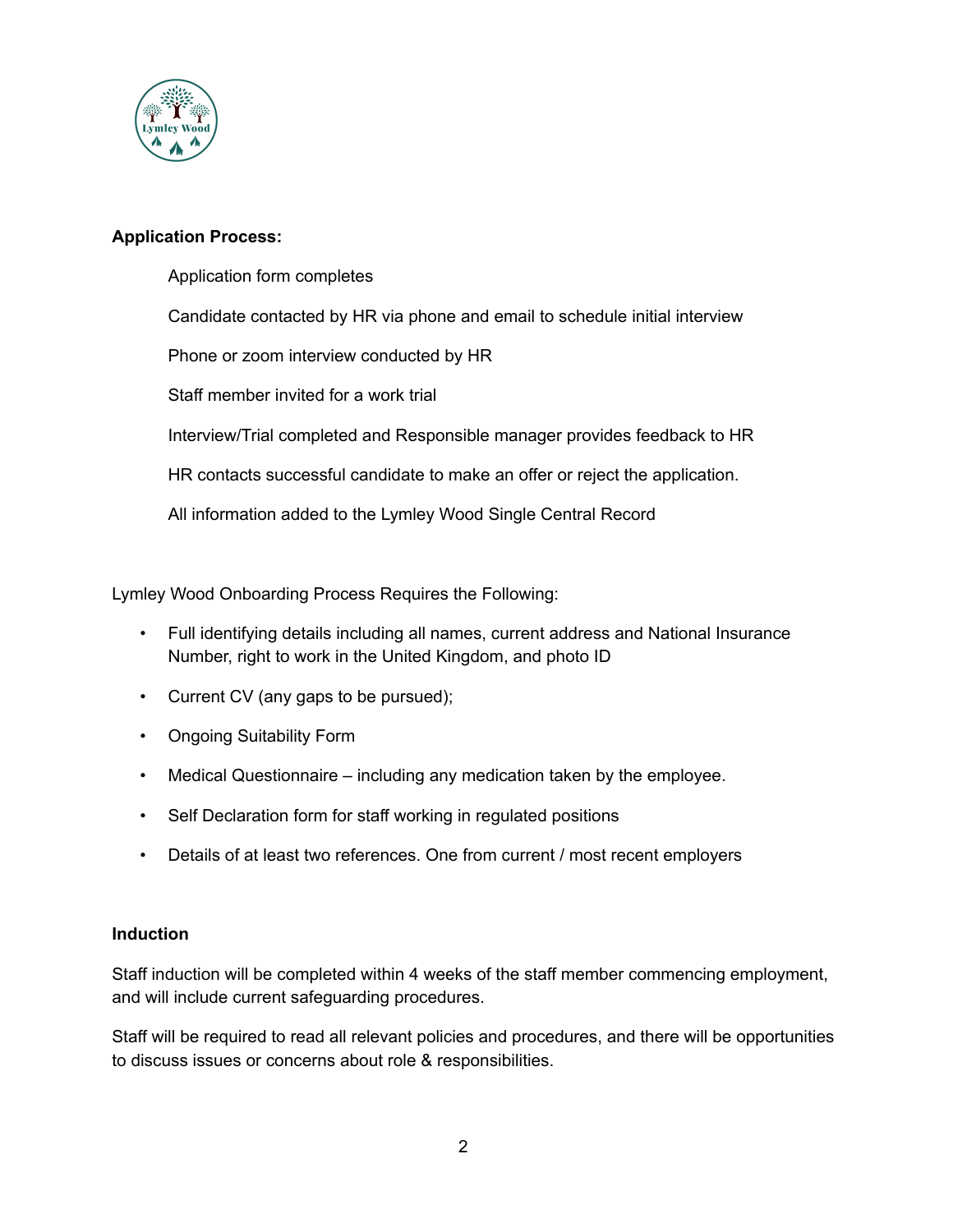**Application Process:**

Application form completes

Candidate contacted by HR via phone and email to schedule initial interview

Phone or zoom interview conducted by HR

Staff member invited for a work trial

Interview/Trial completed and Responsible manager provides feedback to HR

HR contacts successful candidate to make an offer or reject the application.

All information added to the Lymley Wood Single Central Record

Lymley Wood Onboarding Process Requires the Following:

- Full identifying details including all names, current address and National Insurance Number, right to work in the United Kingdom, and photo ID
- Current CV (any gaps to be pursued);
- Ongoing Suitability Form
- Medical Questionnaire – including any medication taken by the employee.
- Self Declaration form for staff working in regulated positions
- Details of at least two references. One from current / most recent employers

**Induction**

Staff induction will be completed within 4 weeks of the staff member commencing employment, and will include current safeguarding procedures.

Staff will be required to read all relevant policies and procedures, and there will be opportunities to discuss issues or concerns about role & responsibilities.